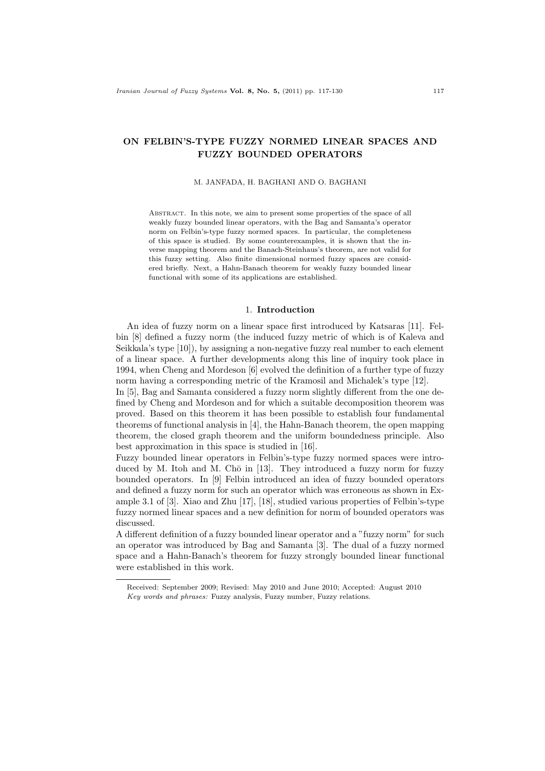# ON FELBIN'S-TYPE FUZZY NORMED LINEAR SPACES AND FUZZY BOUNDED OPERATORS

M. JANFADA, H. BAGHANI AND O. BAGHANI

Abstract. In this note, we aim to present some properties of the space of all weakly fuzzy bounded linear operators, with the Bag and Samanta's operator norm on Felbin's-type fuzzy normed spaces. In particular, the completeness of this space is studied. By some counterexamples, it is shown that the inverse mapping theorem and the Banach-Steinhaus's theorem, are not valid for this fuzzy setting. Also finite dimensional normed fuzzy spaces are considered briefly. Next, a Hahn-Banach theorem for weakly fuzzy bounded linear functional with some of its applications are established.

## 1. Introduction

An idea of fuzzy norm on a linear space first introduced by Katsaras [11]. Felbin [8] defined a fuzzy norm (the induced fuzzy metric of which is of Kaleva and Seikkala's type [10]), by assigning a non-negative fuzzy real number to each element of a linear space. A further developments along this line of inquiry took place in 1994, when Cheng and Mordeson [6] evolved the definition of a further type of fuzzy norm having a corresponding metric of the Kramosil and Michalek's type [12].

In [5], Bag and Samanta considered a fuzzy norm slightly different from the one defined by Cheng and Mordeson and for which a suitable decomposition theorem was proved. Based on this theorem it has been possible to establish four fundamental theorems of functional analysis in [4], the Hahn-Banach theorem, the open mapping theorem, the closed graph theorem and the uniform boundedness principle. Also best approximation in this space is studied in [16].

Fuzzy bounded linear operators in Felbin's-type fuzzy normed spaces were introduced by M. Itoh and M. Chō in [13]. They introduced a fuzzy norm for fuzzy bounded operators. In [9] Felbin introduced an idea of fuzzy bounded operators and defined a fuzzy norm for such an operator which was erroneous as shown in Example 3.1 of [3]. Xiao and Zhu [17], [18], studied various properties of Felbin's-type fuzzy normed linear spaces and a new definition for norm of bounded operators was discussed.

A different definition of a fuzzy bounded linear operator and a "fuzzy norm" for such an operator was introduced by Bag and Samanta [3]. The dual of a fuzzy normed space and a Hahn-Banach's theorem for fuzzy strongly bounded linear functional were established in this work.

Received: September 2009; Revised: May 2010 and June 2010; Accepted: August 2010

*Key words and phrases:* Fuzzy analysis, Fuzzy number, Fuzzy relations.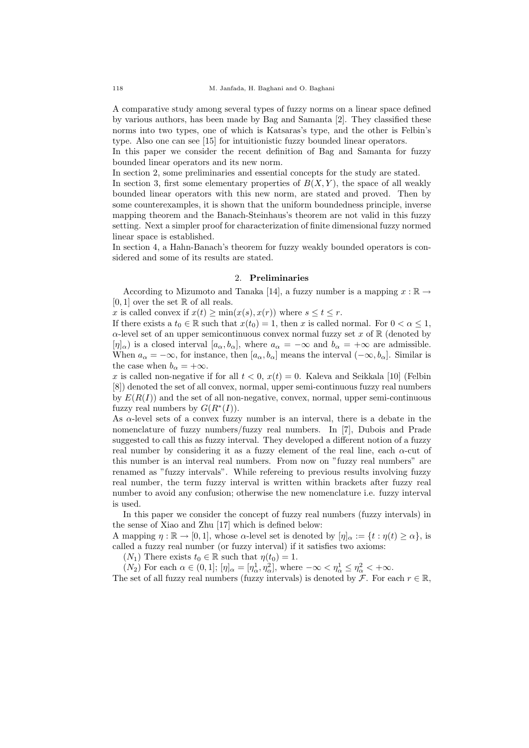A comparative study among several types of fuzzy norms on a linear space defined by various authors, has been made by Bag and Samanta [2]. They classified these norms into two types, one of which is Katsaras's type, and the other is Felbin's type. Also one can see [15] for intuitionistic fuzzy bounded linear operators.
In this paper we consider the recent definition of Bag and Samanta for fuzzy bounded linear operators and its new norm.
In section 2, some preliminaries and essential concepts for the study are stated.
In section 3, first some elementary properties of $B(X, Y)$, the space of all weakly bounded linear operators with this new norm, are stated and proved. Then by some counterexamples, it is shown that the uniform boundedness principle, inverse mapping theorem and the Banach-Steinhaus's theorem are not valid in this fuzzy setting. Next a simpler proof for characterization of finite dimensional fuzzy normed linear space is established.
In section 4, a Hahn-Banach's theorem for fuzzy weakly bounded operators is considered and some of its results are stated.

## 2. Preliminaries

According to Mizumoto and Tanaka [14], a fuzzy number is a mapping $x : \mathbb{R} \to [0, 1]$ over the set $\mathbb{R}$ of all reals.
$x$ is called convex if $x(t) \geq \min(x(s), x(r))$ where $s \leq t \leq r$.
If there exists a $t_0 \in \mathbb{R}$ such that $x(t_0) = 1$, then $x$ is called normal. For $0 < \alpha \leq 1$, $\alpha$-level set of an upper semicontinuous convex normal fuzzy set $x$ of $\mathbb{R}$ (denoted by $[\eta]_\alpha$) is a closed interval $[a_\alpha, b_\alpha]$, where $a_\alpha = -\infty$ and $b_\alpha = +\infty$ are admissible. When $a_\alpha = -\infty$, for instance, then $[a_\alpha, b_\alpha]$ means the interval $(-\infty, b_\alpha]$. Similar is the case when $b_\alpha = +\infty$.
$x$ is called non-negative if for all $t < 0$, $x(t) = 0$. Kaleva and Seikkala [10] (Felbin [8]) denoted the set of all convex, normal, upper semi-continuous fuzzy real numbers by $E(R(I))$ and the set of all non-negative, convex, normal, upper semi-continuous fuzzy real numbers by $G(R^*(I))$.
As $\alpha$-level sets of a convex fuzzy number is an interval, there is a debate in the nomenclature of fuzzy numbers/fuzzy real numbers. In [7], Dubois and Prade suggested to call this as fuzzy interval. They developed a different notion of a fuzzy real number by considering it as a fuzzy element of the real line, each $\alpha$-cut of this number is an interval real numbers. From now on "fuzzy real numbers" are renamed as "fuzzy intervals". While refereing to previous results involving fuzzy real number, the term fuzzy interval is written within brackets after fuzzy real number to avoid any confusion; otherwise the new nomenclature i.e. fuzzy interval is used.

In this paper we consider the concept of fuzzy real numbers (fuzzy intervals) in the sense of Xiao and Zhu [17] which is defined below:
A mapping $\eta : \mathbb{R} \to [0, 1]$, whose $\alpha$-level set is denoted by $[\eta]_\alpha := \{t : \eta(t) \geq \alpha\}$, is called a fuzzy real number (or fuzzy interval) if it satisfies two axioms:

($N_1$) There exists $t_0 \in \mathbb{R}$ such that $\eta(t_0) = 1$.

($N_2$) For each $\alpha \in (0, 1]$; $[\eta]_\alpha = [\eta^1_\alpha, \eta^2_\alpha]$, where $-\infty < \eta^1_\alpha \leq \eta^2_\alpha < +\infty$.

The set of all fuzzy real numbers (fuzzy intervals) is denoted by $\mathcal{F}$. For each $r \in \mathbb{R}$,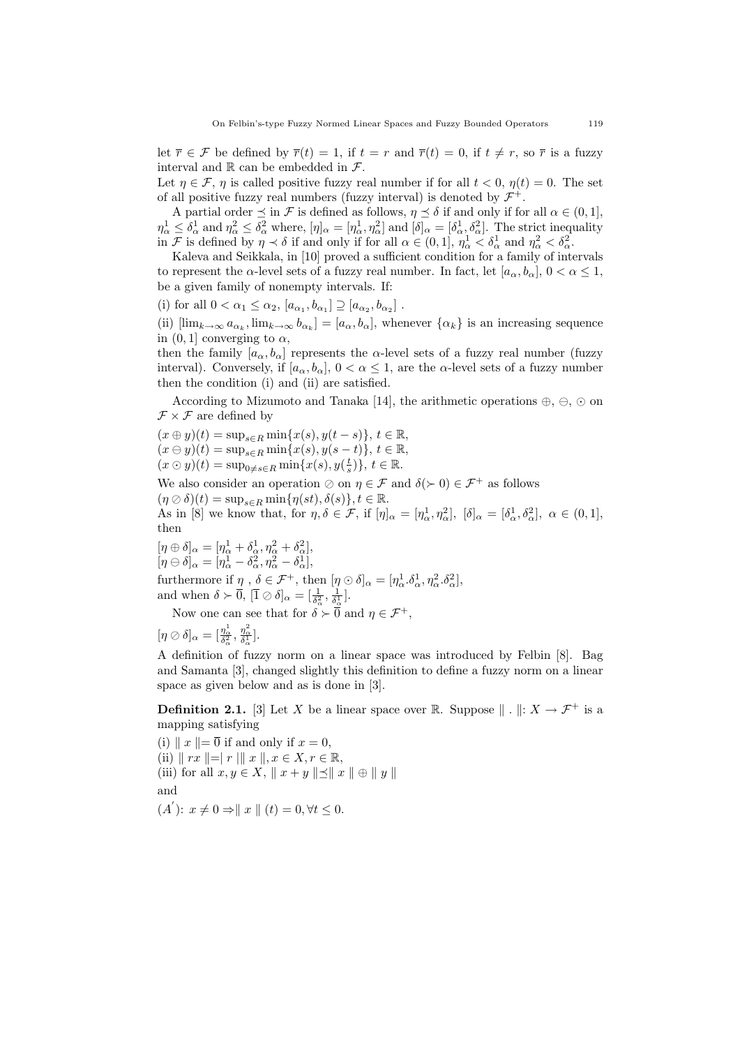let $\overline{r} \in \mathcal{F}$ be defined by $\overline{r}(t) = 1$, if $t = r$ and $\overline{r}(t) = 0$, if $t \neq r$, so $\overline{r}$ is a fuzzy interval and $\mathbb{R}$ can be embedded in $\mathcal{F}$.

Let $\eta \in \mathcal{F}$, $\eta$ is called positive fuzzy real number if for all $t < 0$, $\eta(t) = 0$. The set of all positive fuzzy real numbers (fuzzy interval) is denoted by $\mathcal{F}^+$.

A partial order $\preceq$ in $\mathcal{F}$ is defined as follows, $\eta \preceq \delta$ if and only if for all $\alpha \in (0, 1]$, $\eta^1_\alpha \leq \delta^1_\alpha$ and $\eta^2_\alpha \leq \delta^2_\alpha$ where, $[\eta]_\alpha = [\eta^1_\alpha, \eta^2_\alpha]$ and $[\delta]_\alpha = [\delta^1_\alpha, \delta^2_\alpha]$. The strict inequality in $\mathcal{F}$ is defined by $\eta \prec \delta$ if and only if for all $\alpha \in (0, 1]$, $\eta^1_\alpha < \delta^1_\alpha$ and $\eta^2_\alpha < \delta^2_\alpha$.

Kaleva and Seikkala, in [10] proved a sufficient condition for a family of intervals to represent the $\alpha$-level sets of a fuzzy real number. In fact, let $[a_\alpha, b_\alpha]$, $0 < \alpha \leq 1$, be a given family of nonempty intervals. If:

(i) for all $0 < \alpha_1 \leq \alpha_2$, $[a_{\alpha_1}, b_{\alpha_1}] \supseteq [a_{\alpha_2}, b_{\alpha_2}]$ .

(ii) $[\lim_{k\to\infty} a_{\alpha_k}, \lim_{k\to\infty} b_{\alpha_k}] = [a_\alpha, b_\alpha]$, whenever $\{\alpha_k\}$ is an increasing sequence in $(0, 1]$ converging to $\alpha$,

then the family $[a_\alpha, b_\alpha]$ represents the $\alpha$-level sets of a fuzzy real number (fuzzy interval). Conversely, if $[a_\alpha, b_\alpha]$, $0 < \alpha \leq 1$, are the $\alpha$-level sets of a fuzzy number then the condition (i) and (ii) are satisfied.

According to Mizumoto and Tanaka [14], the arithmetic operations $\oplus$, $\ominus$, $\odot$ on $\mathcal{F} \times \mathcal{F}$ are defined by

$(x \oplus y)(t) = \sup_{s\in R} \min\{x(s), y(t - s)\}$, $t \in \mathbb{R}$,
$(x \ominus y)(t) = \sup_{s\in R} \min\{x(s), y(s - t)\}$, $t \in \mathbb{R}$,
$(x \odot y)(t) = \sup_{0\neq s\in R} \min\{x(s), y(\frac{t}{s})\}$, $t \in \mathbb{R}$.

We also consider an operation $\oslash$ on $\eta \in \mathcal{F}$ and $\delta(\succ 0) \in \mathcal{F}^+$ as follows
$(\eta \oslash \delta)(t) = \sup_{s\in R} \min\{\eta(st), \delta(s)\}, t \in \mathbb{R}$.

As in [8] we know that, for $\eta, \delta \in \mathcal{F}$, if $[\eta]_\alpha = [\eta^1_\alpha, \eta^2_\alpha]$, $[\delta]_\alpha = [\delta^1_\alpha, \delta^2_\alpha]$, $\alpha \in (0, 1]$, then

$[\eta \oplus \delta]_\alpha = [\eta^1_\alpha + \delta^1_\alpha, \eta^2_\alpha + \delta^2_\alpha]$,
$[\eta \ominus \delta]_\alpha = [\eta^1_\alpha - \delta^2_\alpha, \eta^2_\alpha - \delta^1_\alpha]$,

furthermore if $\eta$ , $\delta \in \mathcal{F}^+$, then $[\eta \odot \delta]_\alpha = [\eta^1_\alpha.\delta^1_\alpha, \eta^2_\alpha.\delta^2_\alpha]$,
and when $\delta \succ \overline{0}$, $[\overline{1} \oslash \delta]_\alpha = [\frac{1}{\delta^2_\alpha}, \frac{1}{\delta^1_\alpha}]$.

Now one can see that for $\delta \succ \overline{0}$ and $\eta \in \mathcal{F}^+$,

$[\eta \oslash \delta]_\alpha = [\frac{\eta^1_\alpha}{\delta^2_\alpha}, \frac{\eta^2_\alpha}{\delta^1_\alpha}]$.

A definition of fuzzy norm on a linear space was introduced by Felbin [8]. Bag and Samanta [3], changed slightly this definition to define a fuzzy norm on a linear space as given below and as is done in [3].

**Definition 2.1.** [3] Let $X$ be a linear space over $\mathbb{R}$. Suppose $\| . \|: X \to \mathcal{F}^+$ is a mapping satisfying

(i) $\| x \| = \overline{0}$ if and only if $x = 0$,

(ii) $\| rx \| = | r | \| x \|, x \in X, r \in \mathbb{R}$,

(iii) for all $x, y \in X$, $\| x + y \| \preceq \| x \| \oplus \| y \|$

and

$(A')$: $x \neq 0 \Rightarrow \| x \| (t) = 0, \forall t \leq 0$.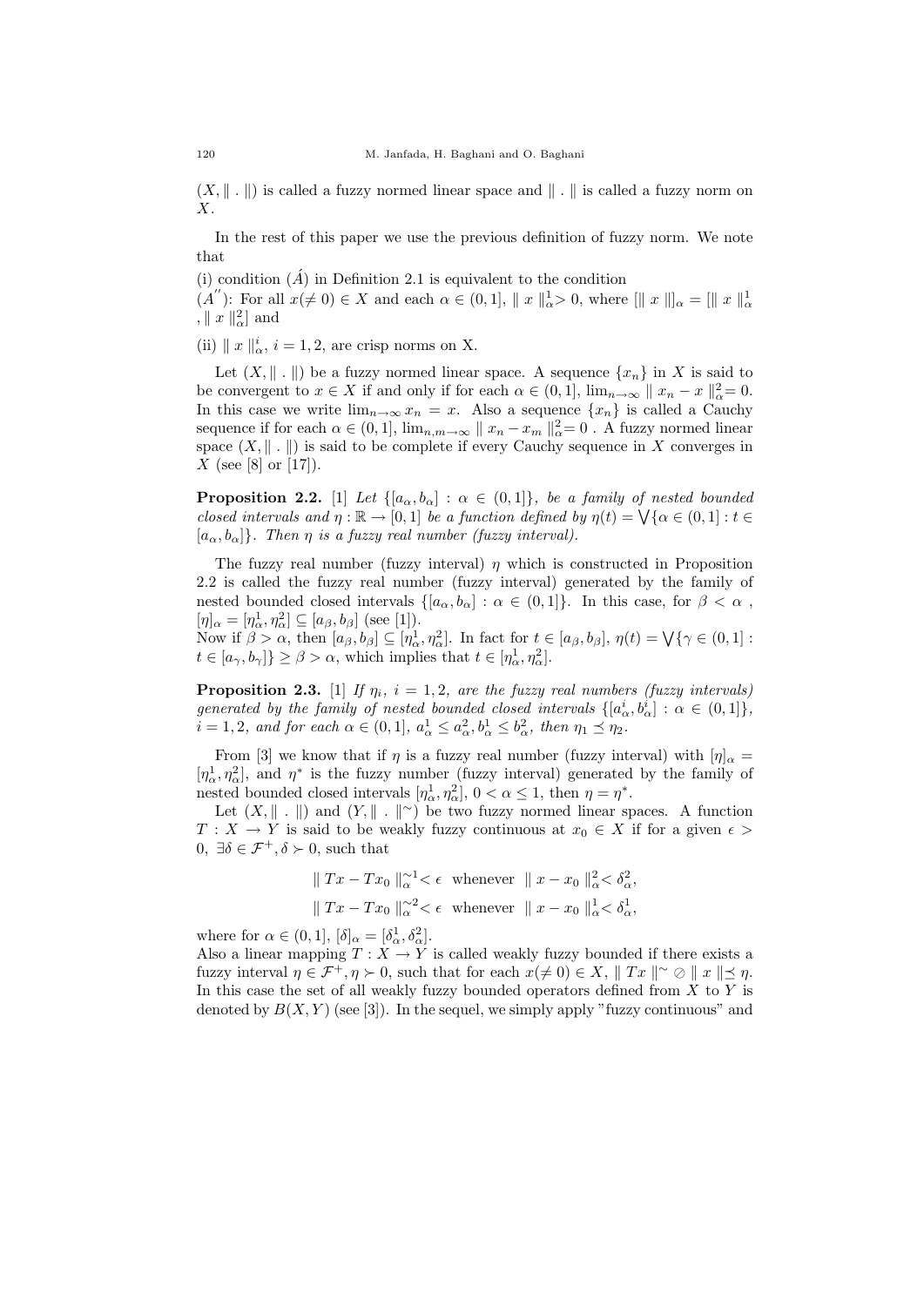$(X, \| . \|)$ is called a fuzzy normed linear space and $\| . \|$ is called a fuzzy norm on $X$.

In the rest of this paper we use the previous definition of fuzzy norm. We note that

(i) condition $(\acute{A})$ in Definition 2.1 is equivalent to the condition
$(A'')$: For all $x(\neq 0) \in X$ and each $\alpha \in (0,1]$, $\| x \|_\alpha^1 > 0$, where $[\| x \|]_\alpha = [\| x \|_\alpha^1, \| x \|_\alpha^2]$ and

(ii) $\| x \|_\alpha^i$, $i = 1, 2$, are crisp norms on X.

Let $(X, \| . \|)$ be a fuzzy normed linear space. A sequence $\{x_n\}$ in $X$ is said to be convergent to $x \in X$ if and only if for each $\alpha \in (0,1]$, $\lim_{n\to\infty} \| x_n - x \|_\alpha^2 = 0$. In this case we write $\lim_{n\to\infty} x_n = x$. Also a sequence $\{x_n\}$ is called a Cauchy sequence if for each $\alpha \in (0,1]$, $\lim_{n,m\to\infty} \| x_n - x_m \|_\alpha^2 = 0$ . A fuzzy normed linear space $(X, \| . \|)$ is said to be complete if every Cauchy sequence in $X$ converges in $X$ (see [8] or [17]).

**Proposition 2.2.** [1] *Let $\{[a_\alpha, b_\alpha] : \alpha \in (0,1]\}$, be a family of nested bounded closed intervals and $\eta : \mathbb{R} \to [0,1]$ be a function defined by $\eta(t) = \bigvee\{\alpha \in (0,1] : t \in [a_\alpha, b_\alpha]\}$. Then $\eta$ is a fuzzy real number (fuzzy interval).*

The fuzzy real number (fuzzy interval) $\eta$ which is constructed in Proposition 2.2 is called the fuzzy real number (fuzzy interval) generated by the family of nested bounded closed intervals $\{[a_\alpha, b_\alpha] : \alpha \in (0,1]\}$. In this case, for $\beta < \alpha$ , $[\eta]_\alpha = [\eta_\alpha^1, \eta_\alpha^2] \subseteq [a_\beta, b_\beta]$ (see [1]).
Now if $\beta > \alpha$, then $[a_\beta, b_\beta] \subseteq [\eta_\alpha^1, \eta_\alpha^2]$. In fact for $t \in [a_\beta, b_\beta]$, $\eta(t) = \bigvee\{\gamma \in (0,1] : t \in [a_\gamma, b_\gamma]\} \geq \beta > \alpha$, which implies that $t \in [\eta_\alpha^1, \eta_\alpha^2]$.

**Proposition 2.3.** [1] *If $\eta_i$, $i = 1, 2$, are the fuzzy real numbers (fuzzy intervals) generated by the family of nested bounded closed intervals $\{[a_\alpha^i, b_\alpha^i] : \alpha \in (0,1]\}$, $i = 1, 2$, and for each $\alpha \in (0,1]$, $a_\alpha^1 \leq a_\alpha^2, b_\alpha^1 \leq b_\alpha^2$, then $\eta_1 \preceq \eta_2$.*

From [3] we know that if $\eta$ is a fuzzy real number (fuzzy interval) with $[\eta]_\alpha = [\eta_\alpha^1, \eta_\alpha^2]$, and $\eta^*$ is the fuzzy number (fuzzy interval) generated by the family of nested bounded closed intervals $[\eta_\alpha^1, \eta_\alpha^2]$, $0 < \alpha \leq 1$, then $\eta = \eta^*$.

Let $(X, \| . \|)$ and $(Y, \| . \|^\sim)$ be two fuzzy normed linear spaces. A function $T : X \to Y$ is said to be weakly fuzzy continuous at $x_0 \in X$ if for a given $\epsilon > 0$, $\exists \delta \in \mathcal{F}^+, \delta \succ 0$, such that

$$\| Tx - Tx_0 \|_\alpha^{\sim 1} < \epsilon \;\; \text{whenever} \;\; \| x - x_0 \|_\alpha^2 < \delta_\alpha^2,$$
$$\| Tx - Tx_0 \|_\alpha^{\sim 2} < \epsilon \;\; \text{whenever} \;\; \| x - x_0 \|_\alpha^1 < \delta_\alpha^1,$$

where for $\alpha \in (0,1]$, $[\delta]_\alpha = [\delta_\alpha^1, \delta_\alpha^2]$.
Also a linear mapping $T : X \to Y$ is called weakly fuzzy bounded if there exists a fuzzy interval $\eta \in \mathcal{F}^+, \eta \succ 0$, such that for each $x(\neq 0) \in X$, $\| Tx \|^\sim \oslash \| x \| \preceq \eta$. In this case the set of all weakly fuzzy bounded operators defined from $X$ to $Y$ is denoted by $B(X, Y)$ (see [3]). In the sequel, we simply apply "fuzzy continuous" and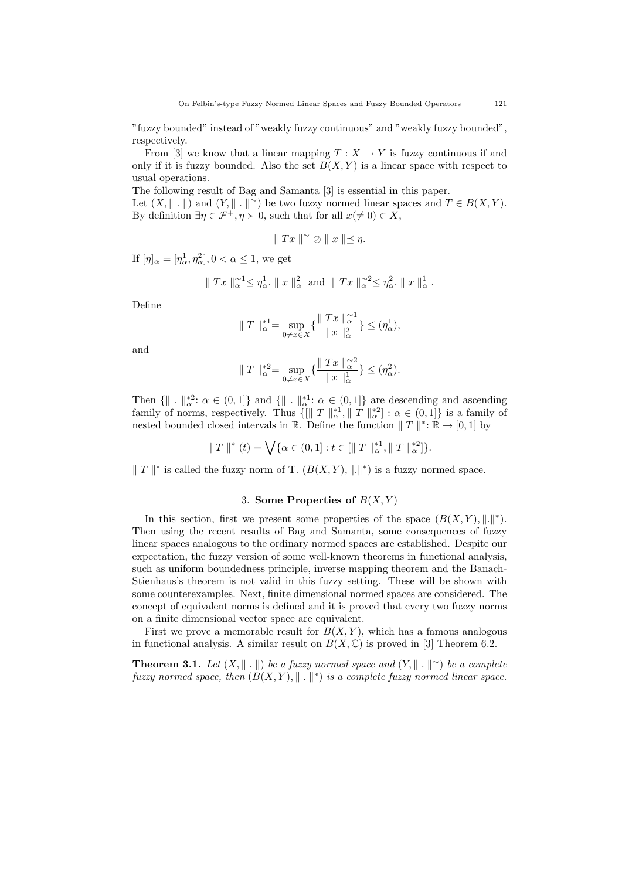"fuzzy bounded" instead of "weakly fuzzy continuous" and "weakly fuzzy bounded", respectively.

From [3] we know that a linear mapping $T : X \to Y$ is fuzzy continuous if and only if it is fuzzy bounded. Also the set $B(X,Y)$ is a linear space with respect to usual operations.

The following result of Bag and Samanta [3] is essential in this paper.

Let $(X, \parallel . \parallel)$ and $(Y, \parallel . \parallel^{\sim})$ be two fuzzy normed linear spaces and $T \in B(X,Y)$. By definition $\exists \eta \in \mathcal{F}^{+}, \eta \succ 0$, such that for all $x(\neq 0) \in X$,

$$\parallel Tx \parallel^{\sim} \oslash \parallel x \parallel \preceq \eta.$$

If $[\eta]_\alpha = [\eta^1_\alpha, \eta^2_\alpha], 0 < \alpha \leq 1$, we get

$$\parallel Tx \parallel^{\sim 1}_\alpha \leq \eta^1_\alpha . \parallel x \parallel^2_\alpha \ \text{ and } \ \parallel Tx \parallel^{\sim 2}_\alpha \leq \eta^2_\alpha . \parallel x \parallel^1_\alpha .$$

Define

$$\parallel T \parallel^{*1}_\alpha = \sup_{0 \neq x \in X} \{ \frac{\parallel Tx \parallel^{\sim 1}_\alpha}{\parallel x \parallel^2_\alpha} \} \leq (\eta^1_\alpha),$$

and

$$\parallel T \parallel^{*2}_\alpha = \sup_{0 \neq x \in X} \{ \frac{\parallel Tx \parallel^{\sim 2}_\alpha}{\parallel x \parallel^1_\alpha} \} \leq (\eta^2_\alpha).$$

Then $\{\parallel . \parallel^{*2}_\alpha : \alpha \in (0,1]\}$ and $\{\parallel . \parallel^{*1}_\alpha : \alpha \in (0,1]\}$ are descending and ascending family of norms, respectively. Thus $\{[\parallel T \parallel^{*1}_\alpha, \parallel T \parallel^{*2}_\alpha] : \alpha \in (0,1]\}$ is a family of nested bounded closed intervals in $\mathbb{R}$. Define the function $\parallel T \parallel^{*} : \mathbb{R} \to [0,1]$ by

$$\parallel T \parallel^{*} (t) = \bigvee \{\alpha \in (0,1] : t \in [\parallel T \parallel^{*1}_\alpha, \parallel T \parallel^{*2}_\alpha]\}.$$

$\parallel T \parallel^{*}$ is called the fuzzy norm of T. $(B(X,Y), \|.\|^{*})$ is a fuzzy normed space.

## 3. Some Properties of $B(X,Y)$

In this section, first we present some properties of the space $(B(X,Y), \|.\|^{*})$. Then using the recent results of Bag and Samanta, some consequences of fuzzy linear spaces analogous to the ordinary normed spaces are established. Despite our expectation, the fuzzy version of some well-known theorems in functional analysis, such as uniform boundedness principle, inverse mapping theorem and the Banach-Stienhaus's theorem is not valid in this fuzzy setting. These will be shown with some counterexamples. Next, finite dimensional normed spaces are considered. The concept of equivalent norms is defined and it is proved that every two fuzzy norms on a finite dimensional vector space are equivalent.

First we prove a memorable result for $B(X,Y)$, which has a famous analogous in functional analysis. A similar result on $B(X, \mathbb{C})$ is proved in [3] Theorem 6.2.

**Theorem 3.1.** *Let $(X, \parallel . \parallel)$ be a fuzzy normed space and $(Y, \parallel . \parallel^{\sim})$ be a complete fuzzy normed space, then $(B(X,Y), \parallel . \parallel^{*})$ is a complete fuzzy normed linear space.*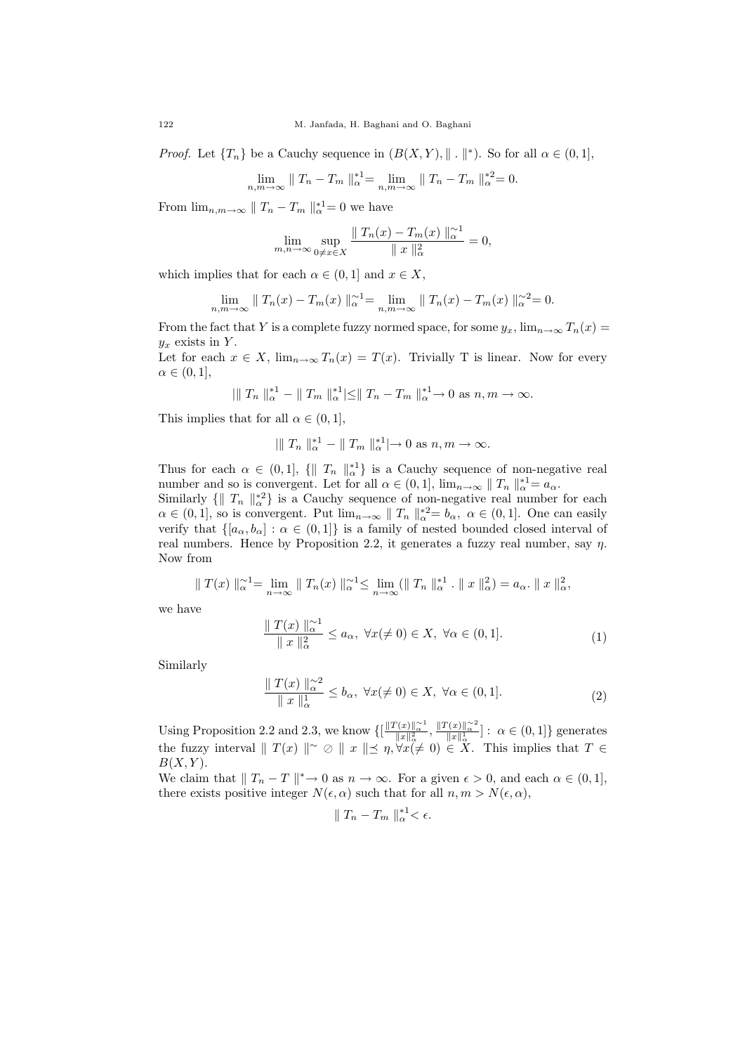*Proof.* Let $\{T_n\}$ be a Cauchy sequence in $(B(X,Y), \parallel . \parallel^*)$. So for all $\alpha \in (0,1]$,

$$\lim_{n,m\to\infty} \parallel T_n - T_m \parallel_\alpha^{*1} = \lim_{n,m\to\infty} \parallel T_n - T_m \parallel_\alpha^{*2} = 0.$$

From $\lim_{n,m\to\infty} \parallel T_n - T_m \parallel_\alpha^{*1} = 0$ we have

$$\lim_{m,n\to\infty} \sup_{0\neq x\in X} \frac{\parallel T_n(x) - T_m(x) \parallel_\alpha^{\sim 1}}{\parallel x \parallel_\alpha^2} = 0,$$

which implies that for each $\alpha \in (0,1]$ and $x \in X$,

$$\lim_{n,m\to\infty} \parallel T_n(x) - T_m(x) \parallel_\alpha^{\sim 1} = \lim_{n,m\to\infty} \parallel T_n(x) - T_m(x) \parallel_\alpha^{\sim 2} = 0.$$

From the fact that $Y$ is a complete fuzzy normed space, for some $y_x$, $\lim_{n\to\infty} T_n(x) = y_x$ exists in $Y$.

Let for each $x \in X$, $\lim_{n\to\infty} T_n(x) = T(x)$. Trivially T is linear. Now for every $\alpha \in (0,1]$,

$$|\parallel T_n \parallel_\alpha^{*1} - \parallel T_m \parallel_\alpha^{*1}| \leq \parallel T_n - T_m \parallel_\alpha^{*1} \to 0 \text{ as } n,m \to \infty.$$

This implies that for all $\alpha \in (0,1]$,

$$|\parallel T_n \parallel_\alpha^{*1} - \parallel T_m \parallel_\alpha^{*1}| \to 0 \text{ as } n,m \to \infty.$$

Thus for each $\alpha \in (0,1]$, $\{\parallel T_n \parallel_\alpha^{*1}\}$ is a Cauchy sequence of non-negative real number and so is convergent. Let for all $\alpha \in (0,1]$, $\lim_{n\to\infty} \parallel T_n \parallel_\alpha^{*1} = a_\alpha$.

Similarly $\{\parallel T_n \parallel_\alpha^{*2}\}$ is a Cauchy sequence of non-negative real number for each $\alpha \in (0,1]$, so is convergent. Put $\lim_{n\to\infty} \parallel T_n \parallel_\alpha^{*2} = b_\alpha$, $\alpha \in (0,1]$. One can easily verify that $\{[a_\alpha, b_\alpha] : \alpha \in (0,1]\}$ is a family of nested bounded closed interval of real numbers. Hence by Proposition 2.2, it generates a fuzzy real number, say $\eta$.

Now from

$$\parallel T(x) \parallel_\alpha^{\sim 1} = \lim_{n\to\infty} \parallel T_n(x) \parallel_\alpha^{\sim 1} \leq \lim_{n\to\infty} (\parallel T_n \parallel_\alpha^{*1} . \parallel x \parallel_\alpha^2) = a_\alpha . \parallel x \parallel_\alpha^2,$$

we have

$$\frac{\parallel T(x) \parallel_\alpha^{\sim 1}}{\parallel x \parallel_\alpha^2} \leq a_\alpha, \ \forall x (\neq 0) \in X, \ \forall \alpha \in (0,1]. \tag{1}$$

Similarly

$$\frac{\parallel T(x) \parallel_\alpha^{\sim 2}}{\parallel x \parallel_\alpha^1} \leq b_\alpha, \ \forall x (\neq 0) \in X, \ \forall \alpha \in (0,1]. \tag{2}$$

Using Proposition 2.2 and 2.3, we know $\{[\frac{\|T(x)\|_\alpha^{\sim 1}}{\|x\|_\alpha^2}, \frac{\|T(x)\|_\alpha^{\sim 2}}{\|x\|_\alpha^1}] : \alpha \in (0,1]\}$ generates the fuzzy interval $\parallel T(x) \parallel^\sim \oslash \parallel x \parallel \preceq \eta, \forall x (\neq 0) \in X$. This implies that $T \in B(X,Y)$.

We claim that $\parallel T_n - T \parallel^* \to 0$ as $n \to \infty$. For a given $\epsilon > 0$, and each $\alpha \in (0,1]$, there exists positive integer $N(\epsilon, \alpha)$ such that for all $n, m > N(\epsilon, \alpha)$,

$$\parallel T_n - T_m \parallel_\alpha^{*1} < \epsilon.$$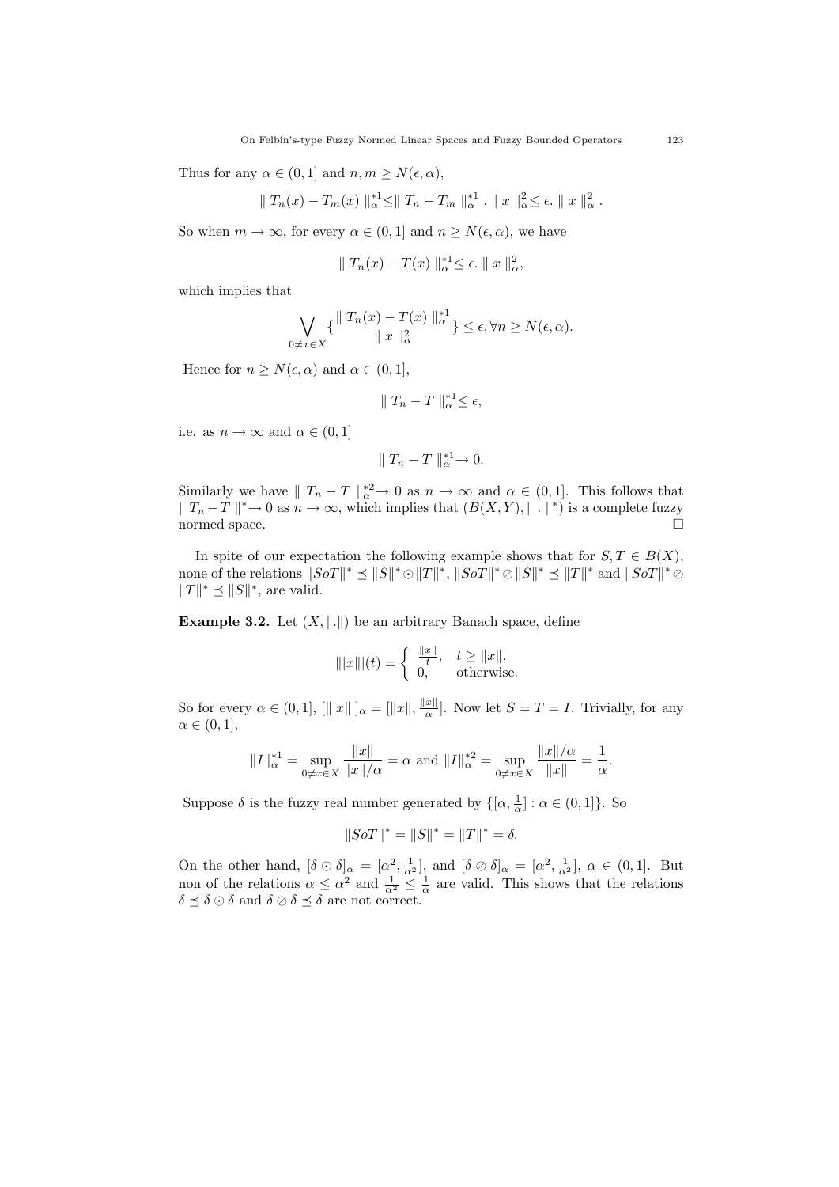Thus for any $\alpha \in (0,1]$ and $n, m \geq N(\epsilon, \alpha)$,

$$\| T_n(x) - T_m(x) \|_\alpha^{*1} \leq \| T_n - T_m \|_\alpha^{*1} . \| x \|_\alpha^2 \leq \epsilon. \| x \|_\alpha^2 .$$

So when $m \to \infty$, for every $\alpha \in (0,1]$ and $n \geq N(\epsilon, \alpha)$, we have

$$\| T_n(x) - T(x) \|_\alpha^{*1} \leq \epsilon. \| x \|_\alpha^2,$$

which implies that

$$\bigvee_{0 \neq x \in X} \{ \frac{\| T_n(x) - T(x) \|_\alpha^{*1}}{\| x \|_\alpha^2} \} \leq \epsilon, \forall n \geq N(\epsilon, \alpha).$$

Hence for $n \geq N(\epsilon, \alpha)$ and $\alpha \in (0,1]$,

$$\| T_n - T \|_\alpha^{*1} \leq \epsilon,$$

i.e. as $n \to \infty$ and $\alpha \in (0,1]$

$$\| T_n - T \|_\alpha^{*1} \to 0.$$

Similarly we have $\| T_n - T \|_\alpha^{*2} \to 0$ as $n \to \infty$ and $\alpha \in (0,1]$. This follows that $\| T_n - T \|^* \to 0$ as $n \to \infty$, which implies that $(B(X,Y), \| \, . \, \|^*)$ is a complete fuzzy normed space. □

In spite of our expectation the following example shows that for $S, T \in B(X)$, none of the relations $\|SoT\|^* \preceq \|S\|^* \odot \|T\|^*$, $\|SoT\|^* \oslash \|S\|^* \preceq \|T\|^*$ and $\|SoT\|^* \oslash \|T\|^* \preceq \|S\|^*$, are valid.

**Example 3.2.** Let $(X, \|.\|)$ be an arbitrary Banach space, define

$$\||x\||(t) = \begin{cases} \frac{\|x\|}{t}, & t \geq \|x\|, \\ 0, & \text{otherwise.} \end{cases}$$

So for every $\alpha \in (0,1]$, $[\||x\||]_\alpha = [\|x\|, \frac{\|x\|}{\alpha}]$. Now let $S = T = I$. Trivially, for any $\alpha \in (0,1]$,

$$\|I\|_\alpha^{*1} = \sup_{0 \neq x \in X} \frac{\|x\|}{\|x\|/\alpha} = \alpha \text{ and } \|I\|_\alpha^{*2} = \sup_{0 \neq x \in X} \frac{\|x\|/\alpha}{\|x\|} = \frac{1}{\alpha}.$$

Suppose $\delta$ is the fuzzy real number generated by $\{[\alpha, \frac{1}{\alpha}] : \alpha \in (0,1]\}$. So

$$\|SoT\|^* = \|S\|^* = \|T\|^* = \delta.$$

On the other hand, $[\delta \odot \delta]_\alpha = [\alpha^2, \frac{1}{\alpha^2}]$, and $[\delta \oslash \delta]_\alpha = [\alpha^2, \frac{1}{\alpha^2}]$, $\alpha \in (0,1]$. But non of the relations $\alpha \leq \alpha^2$ and $\frac{1}{\alpha^2} \leq \frac{1}{\alpha}$ are valid. This shows that the relations $\delta \preceq \delta \odot \delta$ and $\delta \oslash \delta \preceq \delta$ are not correct.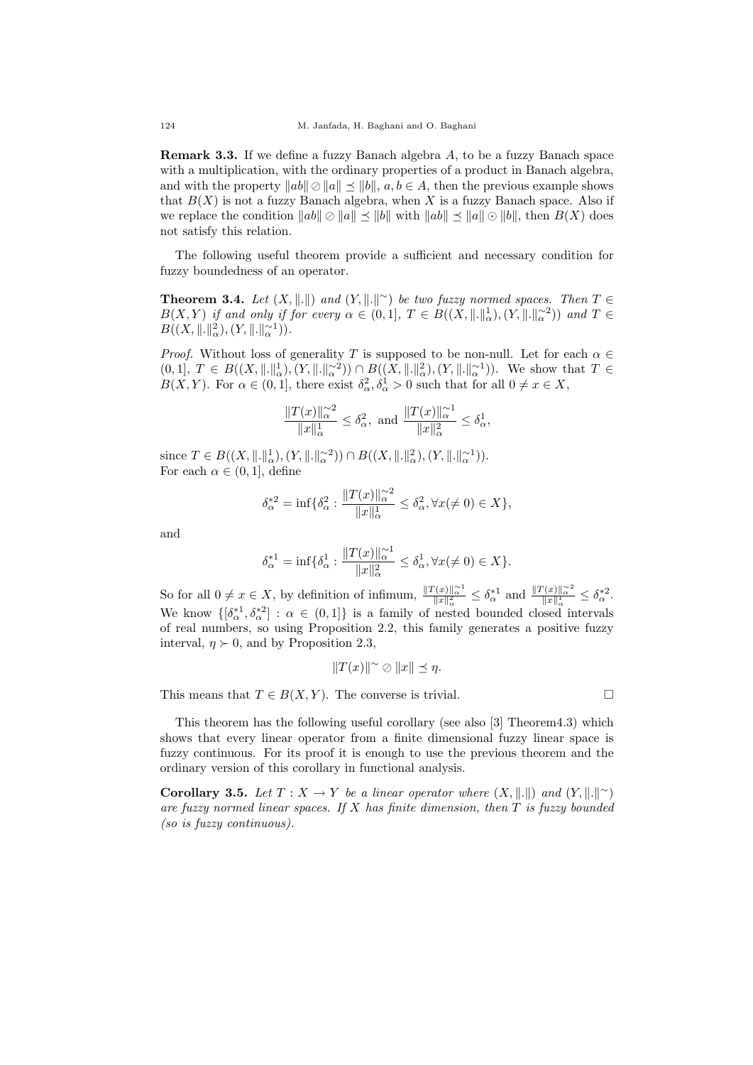**Remark 3.3.** If we define a fuzzy Banach algebra $A$, to be a fuzzy Banach space with a multiplication, with the ordinary properties of a product in Banach algebra, and with the property $\|ab\| \oslash \|a\| \preceq \|b\|$, $a, b \in A$, then the previous example shows that $B(X)$ is not a fuzzy Banach algebra, when $X$ is a fuzzy Banach space. Also if we replace the condition $\|ab\| \oslash \|a\| \preceq \|b\|$ with $\|ab\| \preceq \|a\| \odot \|b\|$, then $B(X)$ does not satisfy this relation.

The following useful theorem provide a sufficient and necessary condition for fuzzy boundedness of an operator.

**Theorem 3.4.** *Let $(X, \|.\|)$ and $(Y, \|.\|^{\sim})$ be two fuzzy normed spaces. Then $T \in B(X,Y)$ if and only if for every $\alpha \in (0,1]$, $T \in B((X, \|.\|^1_\alpha), (Y, \|.\|^{\sim 2}_\alpha))$ and $T \in B((X, \|.\|^2_\alpha), (Y, \|.\|^{\sim 1}_\alpha))$.*

*Proof.* Without loss of generality $T$ is supposed to be non-null. Let for each $\alpha \in (0,1]$, $T \in B((X, \|.\|^1_\alpha), (Y, \|.\|^{\sim 2}_\alpha)) \cap B((X, \|.\|^2_\alpha), (Y, \|.\|^{\sim 1}_\alpha))$. We show that $T \in B(X,Y)$. For $\alpha \in (0,1]$, there exist $\delta^2_\alpha, \delta^1_\alpha > 0$ such that for all $0 \neq x \in X$,

$$\frac{\|T(x)\|^{\sim 2}_\alpha}{\|x\|^1_\alpha} \leq \delta^2_\alpha, \text{ and } \frac{\|T(x)\|^{\sim 1}_\alpha}{\|x\|^2_\alpha} \leq \delta^1_\alpha,$$

since $T \in B((X, \|.\|^1_\alpha), (Y, \|.\|^{\sim 2}_\alpha)) \cap B((X, \|.\|^2_\alpha), (Y, \|.\|^{\sim 1}_\alpha))$.
For each $\alpha \in (0,1]$, define

$$\delta^{*2}_\alpha = \inf\{\delta^2_\alpha : \frac{\|T(x)\|^{\sim 2}_\alpha}{\|x\|^1_\alpha} \leq \delta^2_\alpha, \forall x (\neq 0) \in X\},$$

and

$$\delta^{*1}_\alpha = \inf\{\delta^1_\alpha : \frac{\|T(x)\|^{\sim 1}_\alpha}{\|x\|^2_\alpha} \leq \delta^1_\alpha, \forall x (\neq 0) \in X\}.$$

So for all $0 \neq x \in X$, by definition of infimum, $\frac{\|T(x)\|^{\sim 1}_\alpha}{\|x\|^2_\alpha} \leq \delta^{*1}_\alpha$ and $\frac{\|T(x)\|^{\sim 2}_\alpha}{\|x\|^1_\alpha} \leq \delta^{*2}_\alpha$. We know $\{[\delta^{*1}_\alpha, \delta^{*2}_\alpha] : \alpha \in (0,1]\}$ is a family of nested bounded closed intervals of real numbers, so using Proposition 2.2, this family generates a positive fuzzy interval, $\eta \succ 0$, and by Proposition 2.3,

$$\|T(x)\|^{\sim} \oslash \|x\| \preceq \eta.$$

This means that $T \in B(X,Y)$. The converse is trivial. $\square$

This theorem has the following useful corollary (see also [3] Theorem4.3) which shows that every linear operator from a finite dimensional fuzzy linear space is fuzzy continuous. For its proof it is enough to use the previous theorem and the ordinary version of this corollary in functional analysis.

**Corollary 3.5.** *Let $T : X \to Y$ be a linear operator where $(X, \|.\|)$ and $(Y, \|.\|^{\sim})$ are fuzzy normed linear spaces. If $X$ has finite dimension, then $T$ is fuzzy bounded (so is fuzzy continuous).*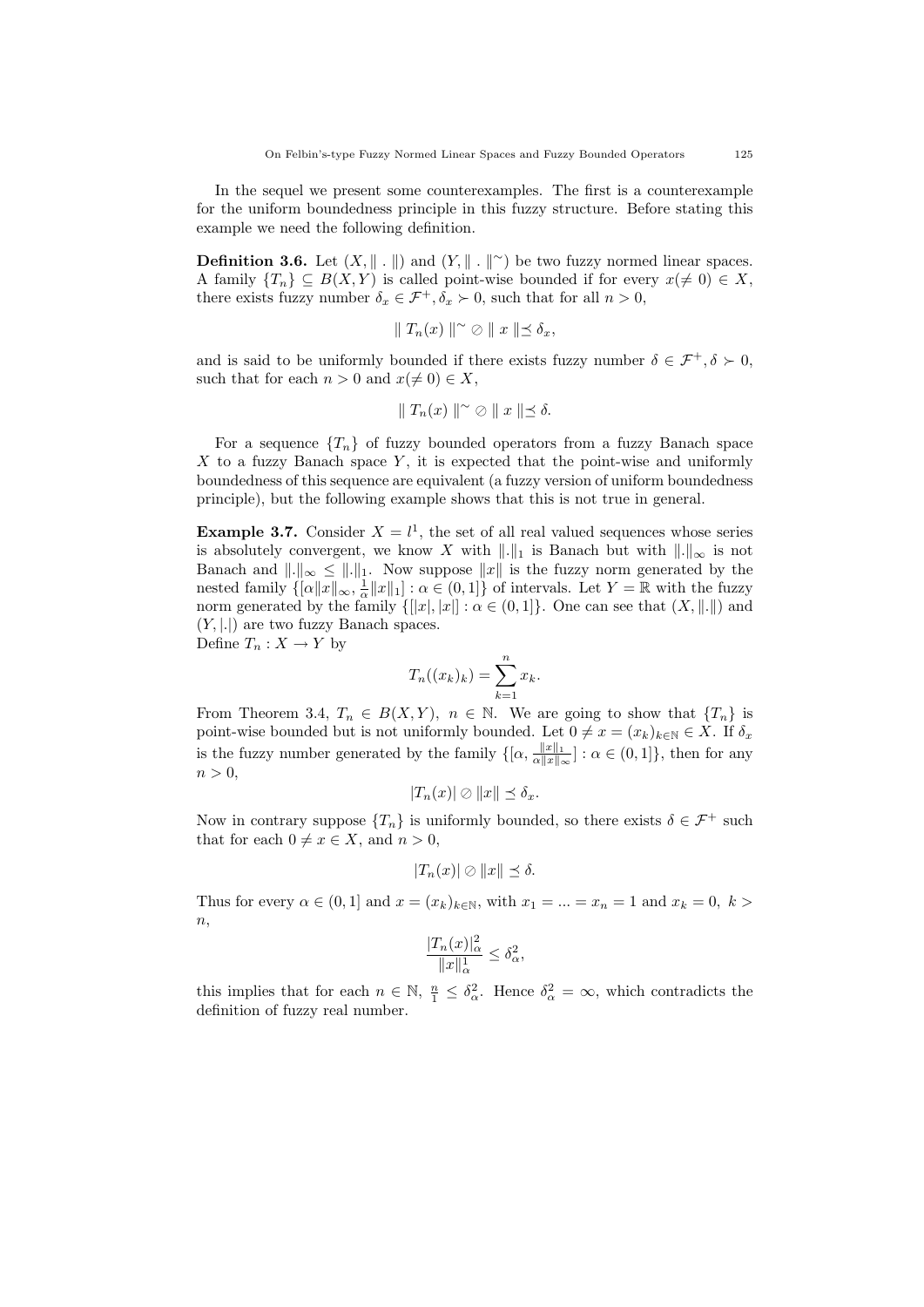In the sequel we present some counterexamples. The first is a counterexample for the uniform boundedness principle in this fuzzy structure. Before stating this example we need the following definition.

**Definition 3.6.** Let $(X, \| \, . \, \|)$ and $(Y, \| \, . \, \|^{\sim})$ be two fuzzy normed linear spaces. A family $\{T_n\} \subseteq B(X,Y)$ is called point-wise bounded if for every $x (\neq 0) \in X$, there exists fuzzy number $\delta_x \in \mathcal{F}^+, \delta_x \succ 0$, such that for all $n > 0$,

$$\| T_n(x) \|^{\sim} \oslash \| x \| \preceq \delta_x,$$

and is said to be uniformly bounded if there exists fuzzy number $\delta \in \mathcal{F}^+, \delta \succ 0$, such that for each $n > 0$ and $x (\neq 0) \in X$,

$$\| T_n(x) \|^{\sim} \oslash \| x \| \preceq \delta.$$

For a sequence $\{T_n\}$ of fuzzy bounded operators from a fuzzy Banach space $X$ to a fuzzy Banach space $Y$, it is expected that the point-wise and uniformly boundedness of this sequence are equivalent (a fuzzy version of uniform boundedness principle), but the following example shows that this is not true in general.

**Example 3.7.** Consider $X = l^1$, the set of all real valued sequences whose series is absolutely convergent, we know $X$ with $\|.\|_1$ is Banach but with $\|.\|_\infty$ is not Banach and $\|.\|_\infty \leq \|.\|_1$. Now suppose $\|x\|$ is the fuzzy norm generated by the nested family $\{[\alpha\|x\|_\infty, \frac{1}{\alpha}\|x\|_1] : \alpha \in (0,1]\}$ of intervals. Let $Y = \mathbb{R}$ with the fuzzy norm generated by the family $\{[|x|, |x|] : \alpha \in (0,1]\}$. One can see that $(X, \|.\|)$ and $(Y, |.|)$ are two fuzzy Banach spaces.
Define $T_n : X \to Y$ by

$$T_n((x_k)_k) = \sum_{k=1}^{n} x_k.$$

From Theorem 3.4, $T_n \in B(X,Y)$, $n \in \mathbb{N}$. We are going to show that $\{T_n\}$ is point-wise bounded but is not uniformly bounded. Let $0 \neq x = (x_k)_{k \in \mathbb{N}} \in X$. If $\delta_x$ is the fuzzy number generated by the family $\{[\alpha, \frac{\|x\|_1}{\alpha\|x\|_\infty}] : \alpha \in (0,1]\}$, then for any $n > 0$,

$$|T_n(x)| \oslash \|x\| \preceq \delta_x.$$

Now in contrary suppose $\{T_n\}$ is uniformly bounded, so there exists $\delta \in \mathcal{F}^+$ such that for each $0 \neq x \in X$, and $n > 0$,

$$|T_n(x)| \oslash \|x\| \preceq \delta.$$

Thus for every $\alpha \in (0,1]$ and $x = (x_k)_{k \in \mathbb{N}}$, with $x_1 = ... = x_n = 1$ and $x_k = 0, \ k > n$,

$$\frac{|T_n(x)|_\alpha^2}{\|x\|_\alpha^1} \leq \delta_\alpha^2,$$

this implies that for each $n \in \mathbb{N}$, $\frac{n}{1} \leq \delta_\alpha^2$. Hence $\delta_\alpha^2 = \infty$, which contradicts the definition of fuzzy real number.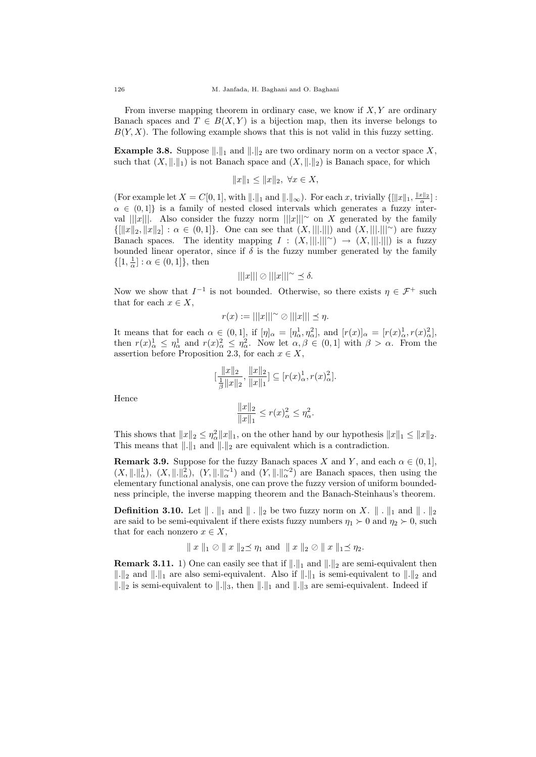From inverse mapping theorem in ordinary case, we know if $X, Y$ are ordinary Banach spaces and $T \in B(X,Y)$ is a bijection map, then its inverse belongs to $B(Y,X)$. The following example shows that this is not valid in this fuzzy setting.

**Example 3.8.** Suppose $\|.\|_1$ and $\|.\|_2$ are two ordinary norm on a vector space $X$, such that $(X, \|.\|_1)$ is not Banach space and $(X, \|.\|_2)$ is Banach space, for which

$$\|x\|_1 \leq \|x\|_2, \ \forall x \in X,$$

(For example let $X = C[0,1]$, with $\|.\|_1$ and $\|.\|_\infty$). For each $x$, trivially $\{[\|x\|_1, \frac{\|x\|_2}{\alpha}] : \alpha \in (0,1]\}$ is a family of nested closed intervals which generates a fuzzy interval $|||x|||$. Also consider the fuzzy norm $|||x|||^\sim$ on $X$ generated by the family $\{[\|x\|_2, \|x\|_2] : \alpha \in (0,1]\}$. One can see that $(X, |||.|||)$ and $(X, |||.|||^\sim)$ are fuzzy Banach spaces. The identity mapping $I : (X, |||.|||^\sim) \to (X, |||.|||)$ is a fuzzy bounded linear operator, since if $\delta$ is the fuzzy number generated by the family $\{[1, \frac{1}{\alpha}] : \alpha \in (0,1]\}$, then

$$|||x||| \oslash |||x|||^\sim \preceq \delta.$$

Now we show that $I^{-1}$ is not bounded. Otherwise, so there exists $\eta \in \mathcal{F}^+$ such that for each $x \in X$,

$$r(x) := |||x|||^\sim \oslash |||x||| \preceq \eta.$$

It means that for each $\alpha \in (0,1]$, if $[\eta]_\alpha = [\eta^1_\alpha, \eta^2_\alpha]$, and $[r(x)]_\alpha = [r(x)^1_\alpha, r(x)^2_\alpha]$, then $r(x)^1_\alpha \leq \eta^1_\alpha$ and $r(x)^2_\alpha \leq \eta^2_\alpha$. Now let $\alpha, \beta \in (0,1]$ with $\beta > \alpha$. From the assertion before Proposition 2.3, for each $x \in X$,

$$[\frac{\|x\|_2}{\frac{1}{\beta}\|x\|_2}, \frac{\|x\|_2}{\|x\|_1}] \subseteq [r(x)^1_\alpha, r(x)^2_\alpha].$$

Hence

$$\frac{\|x\|_2}{\|x\|_1} \leq r(x)^2_\alpha \leq \eta^2_\alpha.$$

This shows that $\|x\|_2 \leq \eta^2_\alpha \|x\|_1$, on the other hand by our hypothesis $\|x\|_1 \leq \|x\|_2$. This means that $\|.\|_1$ and $\|.\|_2$ are equivalent which is a contradiction.

**Remark 3.9.** Suppose for the fuzzy Banach spaces $X$ and $Y$, and each $\alpha \in (0,1]$, $(X, \|.\|^1_\alpha)$, $(X, \|.\|^2_\alpha)$, $(Y, \|.\|^{\sim 1}_\alpha)$ and $(Y, \|.\|^{\sim 2}_\alpha)$ are Banach spaces, then using the elementary functional analysis, one can prove the fuzzy version of uniform boundedness principle, the inverse mapping theorem and the Banach-Steinhaus's theorem.

**Definition 3.10.** Let $\| \,.\, \|_1$ and $\| \,.\, \|_2$ be two fuzzy norm on $X$. $\| \,.\, \|_1$ and $\| \,.\, \|_2$ are said to be semi-equivalent if there exists fuzzy numbers $\eta_1 \succ 0$ and $\eta_2 \succ 0$, such that for each nonzero $x \in X$,

$$\| x \|_1 \oslash \| x \|_2 \preceq \eta_1 \text{ and } \| x \|_2 \oslash \| x \|_1 \preceq \eta_2.$$

**Remark 3.11.** 1) One can easily see that if $\|.\|_1$ and $\|.\|_2$ are semi-equivalent then $\|.\|_2$ and $\|.\|_1$ are also semi-equivalent. Also if $\|.\|_1$ is semi-equivalent to $\|.\|_2$ and $\|.\|_2$ is semi-equivalent to $\|.\|_3$, then $\|.\|_1$ and $\|.\|_3$ are semi-equivalent. Indeed if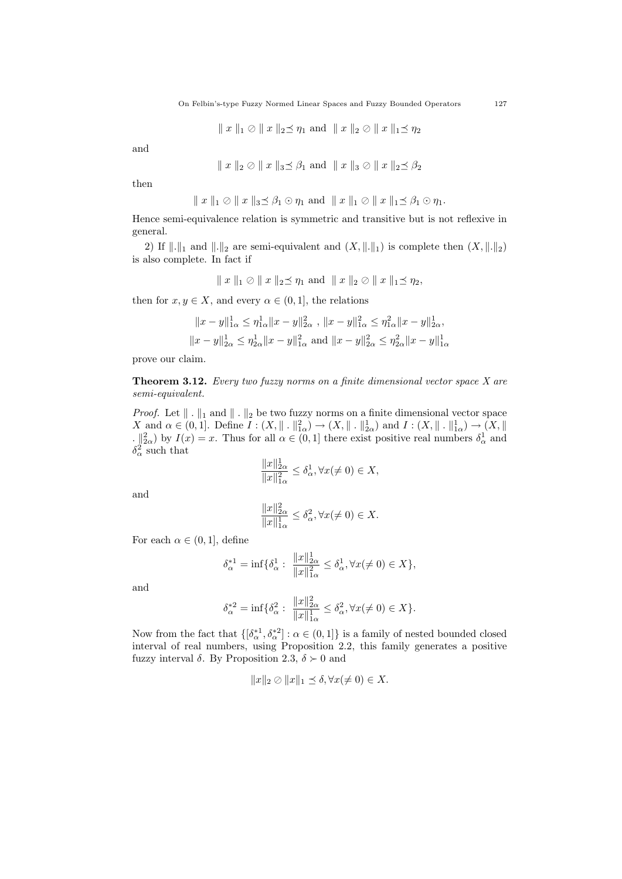$$\| x \|_1 \oslash \| x \|_2 \preceq \eta_1 \text{ and } \| x \|_2 \oslash \| x \|_1 \preceq \eta_2$$

and

$$\| x \|_2 \oslash \| x \|_3 \preceq \beta_1 \text{ and } \| x \|_3 \oslash \| x \|_2 \preceq \beta_2$$

then

$$\| x \|_1 \oslash \| x \|_3 \preceq \beta_1 \odot \eta_1 \text{ and } \| x \|_1 \oslash \| x \|_1 \preceq \beta_1 \odot \eta_1.$$

Hence semi-equivalence relation is symmetric and transitive but is not reflexive in general.

2) If $\|.\|_1$ and $\|.\|_2$ are semi-equivalent and $(X, \|.\|_1)$ is complete then $(X, \|.\|_2)$ is also complete. In fact if

$$\| x \|_1 \oslash \| x \|_2 \preceq \eta_1 \text{ and } \| x \|_2 \oslash \| x \|_1 \preceq \eta_2,$$

then for $x, y \in X$, and every $\alpha \in (0, 1]$, the relations

$$\|x - y\|^1_{1\alpha} \leq \eta^1_{1\alpha} \|x - y\|^2_{2\alpha} \ , \ \|x - y\|^2_{1\alpha} \leq \eta^2_{1\alpha} \|x - y\|^1_{2\alpha},$$

$$\|x - y\|^1_{2\alpha} \leq \eta^1_{2\alpha} \|x - y\|^2_{1\alpha} \text{ and } \|x - y\|^2_{2\alpha} \leq \eta^2_{2\alpha} \|x - y\|^1_{1\alpha}$$

prove our claim.

**Theorem 3.12.** *Every two fuzzy norms on a finite dimensional vector space $X$ are semi-equivalent.*

*Proof.* Let $\| . \|_1$ and $\| . \|_2$ be two fuzzy norms on a finite dimensional vector space $X$ and $\alpha \in (0, 1]$. Define $I : (X, \| . \|^2_{1\alpha}) \to (X, \| . \|^1_{2\alpha})$ and $I : (X, \| . \|^1_{1\alpha}) \to (X, \| . \|^2_{2\alpha})$ by $I(x) = x$. Thus for all $\alpha \in (0, 1]$ there exist positive real numbers $\delta^1_\alpha$ and $\delta^2_\alpha$ such that

$$\frac{\|x\|^1_{2\alpha}}{\|x\|^2_{1\alpha}} \leq \delta^1_\alpha, \forall x (\neq 0) \in X,$$

and

$$\frac{\|x\|^2_{2\alpha}}{\|x\|^1_{1\alpha}} \leq \delta^2_\alpha, \forall x (\neq 0) \in X.$$

For each $\alpha \in (0, 1]$, define

$$\delta^{*1}_\alpha = \inf\{\delta^1_\alpha : \ \frac{\|x\|^1_{2\alpha}}{\|x\|^2_{1\alpha}} \leq \delta^1_\alpha, \forall x (\neq 0) \in X\},$$

and

$$\delta^{*2}_\alpha = \inf\{\delta^2_\alpha : \ \frac{\|x\|^2_{2\alpha}}{\|x\|^1_{1\alpha}} \leq \delta^2_\alpha, \forall x (\neq 0) \in X\}.$$

Now from the fact that $\{[\delta^{*1}_\alpha, \delta^{*2}_\alpha] : \alpha \in (0, 1]\}$ is a family of nested bounded closed interval of real numbers, using Proposition 2.2, this family generates a positive fuzzy interval $\delta$. By Proposition 2.3, $\delta \succ 0$ and

$$\|x\|_2 \oslash \|x\|_1 \preceq \delta, \forall x (\neq 0) \in X.$$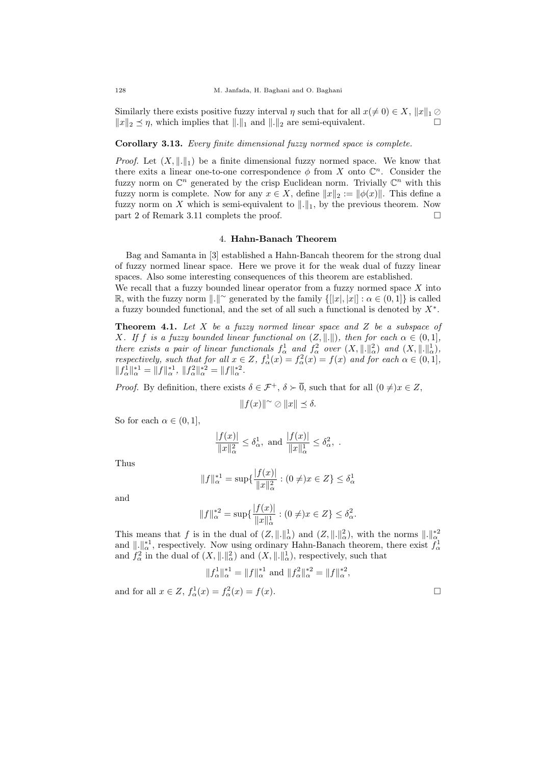Similarly there exists positive fuzzy interval $\eta$ such that for all $x(\neq 0) \in X$, $\|x\|_1 \oslash \|x\|_2 \preceq \eta$, which implies that $\|.\|_1$ and $\|.\|_2$ are semi-equivalent. $\square$

**Corollary 3.13.** *Every finite dimensional fuzzy normed space is complete.*

*Proof.* Let $(X, \|.\|_1)$ be a finite dimensional fuzzy normed space. We know that there exits a linear one-to-one correspondence $\phi$ from $X$ onto $\mathbb{C}^n$. Consider the fuzzy norm on $\mathbb{C}^n$ generated by the crisp Euclidean norm. Trivially $\mathbb{C}^n$ with this fuzzy norm is complete. Now for any $x \in X$, define $\|x\|_2 := \|\phi(x)\|$. This define a fuzzy norm on $X$ which is semi-equivalent to $\|.\|_1$, by the previous theorem. Now part 2 of Remark 3.11 complets the proof. $\square$

## 4. Hahn-Banach Theorem

Bag and Samanta in [3] established a Hahn-Bancah theorem for the strong dual of fuzzy normed linear space. Here we prove it for the weak dual of fuzzy linear spaces. Also some interesting consequences of this theorem are established.
We recall that a fuzzy bounded linear operator from a fuzzy normed space $X$ into $\mathbb{R}$, with the fuzzy norm $\|.\|^\sim$ generated by the family $\{[|x|, |x|] : \alpha \in (0, 1]\}$ is called a fuzzy bounded functional, and the set of all such a functional is denoted by $X^*$.

**Theorem 4.1.** *Let $X$ be a fuzzy normed linear space and $Z$ be a subspace of $X$. If $f$ is a fuzzy bounded linear functional on $(Z, \|.\|)$, then for each $\alpha \in (0, 1]$, there exists a pair of linear functionals $f^1_\alpha$ and $f^2_\alpha$ over $(X, \|.\|^2_\alpha)$ and $(X, \|.\|^1_\alpha)$, respectively, such that for all $x \in Z$, $f^1_\alpha(x) = f^2_\alpha(x) = f(x)$ and for each $\alpha \in (0, 1]$, $\|f^1_\alpha\|^{*1}_\alpha = \|f\|^{*1}_\alpha$, $\|f^2_\alpha\|^{*2}_\alpha = \|f\|^{*2}_\alpha$.*

*Proof.* By definition, there exists $\delta \in \mathcal{F}^+$, $\delta \succ \overline{0}$, such that for all $(0 \neq)x \in Z$,

$$\|f(x)\|^\sim \oslash \|x\| \preceq \delta.$$

So for each $\alpha \in (0, 1]$,

$$\frac{|f(x)|}{\|x\|^2_\alpha} \leq \delta^1_\alpha, \text{ and } \frac{|f(x)|}{\|x\|^1_\alpha} \leq \delta^2_\alpha, \ .$$

Thus

$$\|f\|^{*1}_\alpha = \sup\{\frac{|f(x)|}{\|x\|^2_\alpha} : (0 \neq)x \in Z\} \leq \delta^1_\alpha$$

and

$$\|f\|^{*2}_\alpha = \sup\{\frac{|f(x)|}{\|x\|^1_\alpha} : (0 \neq)x \in Z\} \leq \delta^2_\alpha.$$

This means that $f$ is in the dual of $(Z, \|.\|^1_\alpha)$ and $(Z, \|.\|^2_\alpha)$, with the norms $\|.\|^{*2}_\alpha$ and $\|.\|^{*1}_\alpha$, respectively. Now using ordinary Hahn-Banach theorem, there exist $f^1_\alpha$ and $f^2_\alpha$ in the dual of $(X, \|.\|^2_\alpha)$ and $(X, \|.\|^1_\alpha)$, respectively, such that

$$\|f^1_\alpha\|^{*1}_\alpha = \|f\|^{*1}_\alpha \text{ and } \|f^2_\alpha\|^{*2}_\alpha = \|f\|^{*2}_\alpha,$$

and for all $x \in Z$, $f^1_\alpha(x) = f^2_\alpha(x) = f(x)$. $\square$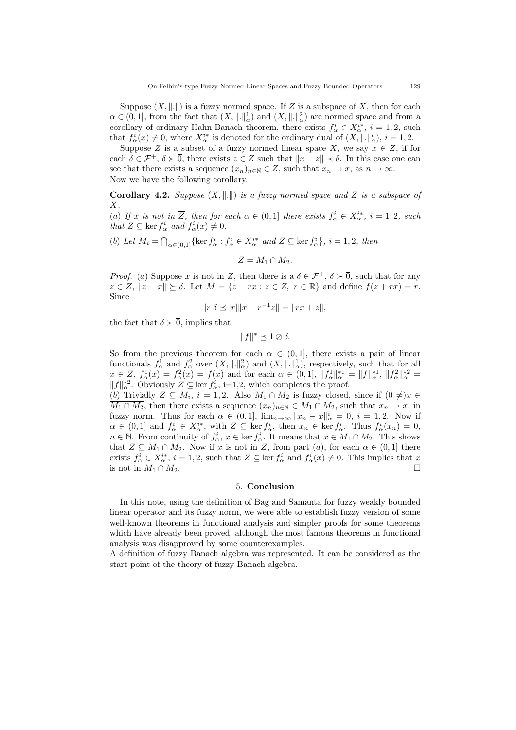Suppose $(X, \|.\|)$ is a fuzzy normed space. If $Z$ is a subspace of $X$, then for each $\alpha \in (0,1]$, from the fact that $(X, \|.\|_\alpha^1)$ and $(X, \|.\|_\alpha^2)$ are normed space and from a corollary of ordinary Hahn-Banach theorem, there exists $f_\alpha^i \in X_\alpha^{i*}$, $i = 1, 2$, such that $f_\alpha^i(x) \neq 0$, where $X_\alpha^{i*}$ is denoted for the ordinary dual of $(X, \|.\|_\alpha^i)$, $i = 1, 2$.

Suppose $Z$ is a subset of a fuzzy normed linear space $X$, we say $x \in \overline{Z}$, if for each $\delta \in \mathcal{F}^+$, $\delta \succ \overline{0}$, there exists $z \in Z$ such that $\|x - z\| \prec \delta$. In this case one can see that there exists a sequence $(x_n)_{n\in\mathbb{N}} \in Z$, such that $x_n \to x$, as $n \to \infty$. Now we have the following corollary.

**Corollary 4.2.** *Suppose $(X, \|.\|)$ is a fuzzy normed space and $Z$ is a subspace of $X$.*

*(a) If $x$ is not in $\overline{Z}$, then for each $\alpha \in (0,1]$ there exists $f_\alpha^i \in X_\alpha^{i*}$, $i = 1, 2$, such that $Z \subseteq \ker f_\alpha^i$ and $f_\alpha^i(x) \neq 0$.*

*(b) Let $M_i = \bigcap_{\alpha\in(0,1]}\{\ker f_\alpha^i : f_\alpha^i \in X_\alpha^{i*}$ and $Z \subseteq \ker f_\alpha^i\}$, $i = 1, 2$, then*

$$\overline{Z} = M_1 \cap M_2.$$

*Proof.* (a) Suppose $x$ is not in $\overline{Z}$, then there is a $\delta \in \mathcal{F}^+$, $\delta \succ \overline{0}$, such that for any $z \in Z$, $\|z - x\| \succeq \delta$. Let $M = \{z + rx : z \in Z,\ r \in \mathbb{R}\}$ and define $f(z + rx) = r$. Since

$$|r|\delta \preceq |r|\|x + r^{-1}z\| = \|rx + z\|,$$

the fact that $\delta \succ \overline{0}$, implies that

$$\|f\|^* \preceq 1 \oslash \delta.$$

So from the previous theorem for each $\alpha \in (0,1]$, there exists a pair of linear functionals $f_\alpha^1$ and $f_\alpha^2$ over $(X, \|.\|_\alpha^2)$ and $(X, \|.\|_\alpha^1)$, respectively, such that for all $x \in Z$, $f_\alpha^1(x) = f_\alpha^2(x) = f(x)$ and for each $\alpha \in (0,1]$, $\|f_\alpha^1\|_\alpha^{*1} = \|f\|_\alpha^{*1}$, $\|f_\alpha^2\|_\alpha^{*2} = \|f\|_\alpha^{*2}$. Obviously $Z \subseteq \ker f_\alpha^i$, i=1,2, which completes the proof.

(b) Trivially $Z \subseteq M_i$, $i = 1, 2$. Also $M_1 \cap M_2$ is fuzzy closed, since if $(0 \neq)x \in \overline{M_1 \cap M_2}$, then there exists a sequence $(x_n)_{n\in\mathbb{N}} \in M_1 \cap M_2$, such that $x_n \to x$, in fuzzy norm. Thus for each $\alpha \in (0,1]$, $\lim_{n\to\infty}\|x_n - x\|_\alpha^i = 0$, $i = 1, 2$. Now if $\alpha \in (0,1]$ and $f_\alpha^i \in X_\alpha^{i*}$, with $Z \subseteq \ker f_\alpha^i$, then $x_n \in \ker f_\alpha^i$. Thus $f_\alpha^i(x_n) = 0$, $n \in \mathbb{N}$. From continuity of $f_\alpha^i$, $x \in \ker f_\alpha^i$. It means that $x \in M_1 \cap M_2$. This shows that $\overline{Z} \subseteq M_1 \cap M_2$. Now if $x$ is not in $\overline{Z}$, from part (a), for each $\alpha \in (0,1]$ there exists $f_\alpha^i \in X_\alpha^{i*}$, $i = 1, 2$, such that $Z \subseteq \ker f_\alpha^i$ and $f_\alpha^i(x) \neq 0$. This implies that $x$ is not in $M_1 \cap M_2$. $\square$

## 5. Conclusion

In this note, using the definition of Bag and Samanta for fuzzy weakly bounded linear operator and its fuzzy norm, we were able to establish fuzzy version of some well-known theorems in functional analysis and simpler proofs for some theorems which have already been proved, although the most famous theorems in functional analysis was disapproved by some counterexamples.

A definition of fuzzy Banach algebra was represented. It can be considered as the start point of the theory of fuzzy Banach algebra.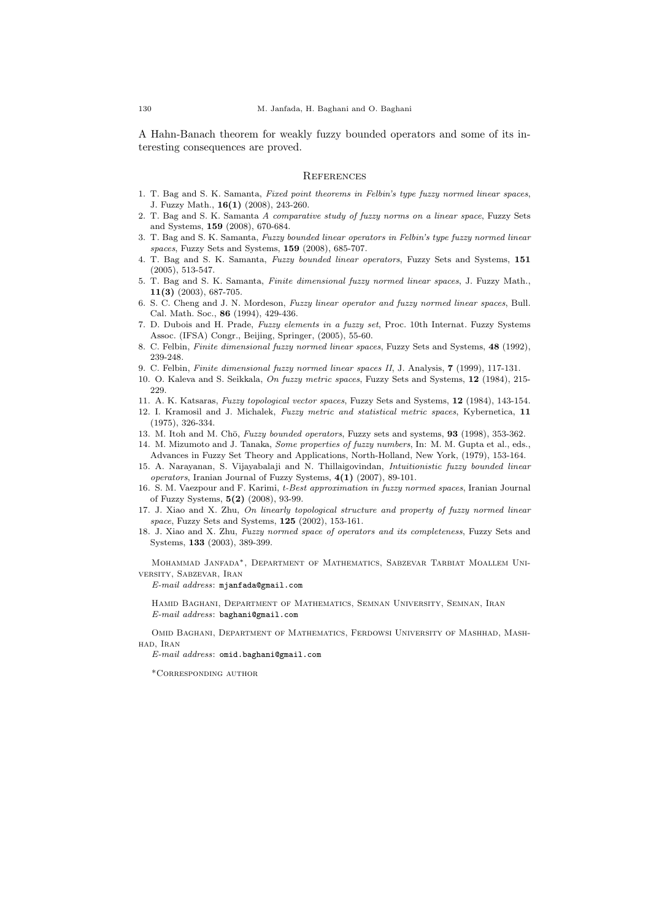A Hahn-Banach theorem for weakly fuzzy bounded operators and some of its interesting consequences are proved.

## References

1. T. Bag and S. K. Samanta, *Fixed point theorems in Felbin's type fuzzy normed linear spaces*, J. Fuzzy Math., **16(1)** (2008), 243-260.
2. T. Bag and S. K. Samanta *A comparative study of fuzzy norms on a linear space*, Fuzzy Sets and Systems, **159** (2008), 670-684.
3. T. Bag and S. K. Samanta, *Fuzzy bounded linear operators in Felbin's type fuzzy normed linear spaces*, Fuzzy Sets and Systems, **159** (2008), 685-707.
4. T. Bag and S. K. Samanta, *Fuzzy bounded linear operators*, Fuzzy Sets and Systems, **151** (2005), 513-547.
5. T. Bag and S. K. Samanta, *Finite dimensional fuzzy normed linear spaces*, J. Fuzzy Math., **11(3)** (2003), 687-705.
6. S. C. Cheng and J. N. Mordeson, *Fuzzy linear operator and fuzzy normed linear spaces*, Bull. Cal. Math. Soc., **86** (1994), 429-436.
7. D. Dubois and H. Prade, *Fuzzy elements in a fuzzy set*, Proc. 10th Internat. Fuzzy Systems Assoc. (IFSA) Congr., Beijing, Springer, (2005), 55-60.
8. C. Felbin, *Finite dimensional fuzzy normed linear spaces*, Fuzzy Sets and Systems, **48** (1992), 239-248.
9. C. Felbin, *Finite dimensional fuzzy normed linear spaces II*, J. Analysis, **7** (1999), 117-131.
10. O. Kaleva and S. Seikkala, *On fuzzy metric spaces*, Fuzzy Sets and Systems, **12** (1984), 215-229.
11. A. K. Katsaras, *Fuzzy topological vector spaces*, Fuzzy Sets and Systems, **12** (1984), 143-154.
12. I. Kramosil and J. Michalek, *Fuzzy metric and statistical metric spaces*, Kybernetica, **11** (1975), 326-334.
13. M. Itoh and M. Chō, *Fuzzy bounded operators*, Fuzzy sets and systems, **93** (1998), 353-362.
14. M. Mizumoto and J. Tanaka, *Some properties of fuzzy numbers*, In: M. M. Gupta et al., eds., Advances in Fuzzy Set Theory and Applications, North-Holland, New York, (1979), 153-164.
15. A. Narayanan, S. Vijayabalaji and N. Thillaigovindan, *Intuitionistic fuzzy bounded linear operators*, Iranian Journal of Fuzzy Systems, **4(1)** (2007), 89-101.
16. S. M. Vaezpour and F. Karimi, *t-Best approximation in fuzzy normed spaces*, Iranian Journal of Fuzzy Systems, **5(2)** (2008), 93-99.
17. J. Xiao and X. Zhu, *On linearly topological structure and property of fuzzy normed linear space*, Fuzzy Sets and Systems, **125** (2002), 153-161.
18. J. Xiao and X. Zhu, *Fuzzy normed space of operators and its completeness*, Fuzzy Sets and Systems, **133** (2003), 389-399.

Mohammad Janfada*, Department of Mathematics, Sabzevar Tarbiat Moallem University, Sabzevar, Iran

*E-mail address*: mjanfada@gmail.com

Hamid Baghani, Department of Mathematics, Semnan University, Semnan, Iran

*E-mail address*: baghani@gmail.com

Omid Baghani, Department of Mathematics, Ferdowsi University of Mashhad, Mashhad, Iran

*E-mail address*: omid.baghani@gmail.com

*Corresponding author